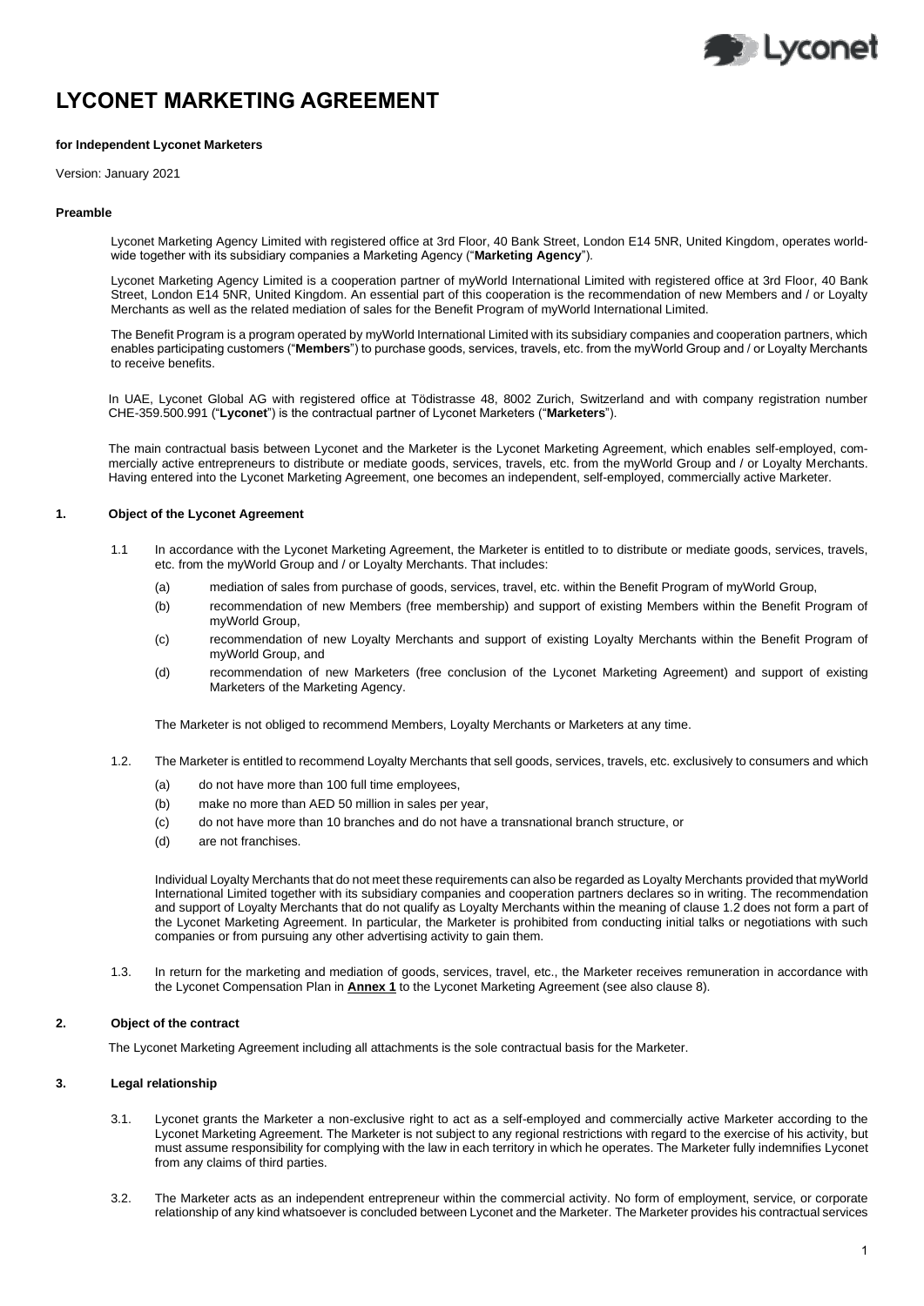# LYCONET MARKETING AGREEMENT

**for Independent Lyconet Marketers**

Version: January 2021

**Preamble**

Lyconet Marketing Agency Limited with registered office at 3rd Floor, 40 Bank Street, London E14 5NR, United Kingdom, operates world-wide together with its subsidiary companies a Marketing Agency ("**Marketing Agency**").

Lyconet Marketing Agency Limited is a cooperation partner of myWorld International Limited with registered office at 3rd Floor, 40 Bank Street, London E14 5NR, United Kingdom. An essential part of this cooperation is the recommendation of new Members and / or Loyalty Merchants as well as the related mediation of sales for the Benefit Program of myWorld International Limited.

The Benefit Program is a program operated by myWorld International Limited with its subsidiary companies and cooperation partners, which enables participating customers ("**Members**") to purchase goods, services, travels, etc. from the myWorld Group and / or Loyalty Merchants to receive benefits.

In UAE, Lyconet Global AG with registered office at Tödistrasse 48, 8002 Zurich, Switzerland and with company registration number CHE-359.500.991 ("**Lyconet**") is the contractual partner of Lyconet Marketers ("**Marketers**").

The main contractual basis between Lyconet and the Marketer is the Lyconet Marketing Agreement, which enables self-employed, commercially active entrepreneurs to distribute or mediate goods, services, travels, etc. from the myWorld Group and / or Loyalty Merchants. Having entered into the Lyconet Marketing Agreement, one becomes an independent, self-employed, commercially active Marketer.

## 1. Object of the Lyconet Agreement

1.1 In accordance with the Lyconet Marketing Agreement, the Marketer is entitled to to distribute or mediate goods, services, travels, etc. from the myWorld Group and / or Loyalty Merchants. That includes:

(a) mediation of sales from purchase of goods, services, travel, etc. within the Benefit Program of myWorld Group,

(b) recommendation of new Members (free membership) and support of existing Members within the Benefit Program of myWorld Group,

(c) recommendation of new Loyalty Merchants and support of existing Loyalty Merchants within the Benefit Program of myWorld Group, and

(d) recommendation of new Marketers (free conclusion of the Lyconet Marketing Agreement) and support of existing Marketers of the Marketing Agency.

The Marketer is not obliged to recommend Members, Loyalty Merchants or Marketers at any time.

1.2. The Marketer is entitled to recommend Loyalty Merchants that sell goods, services, travels, etc. exclusively to consumers and which

(a) do not have more than 100 full time employees,

(b) make no more than AED 50 million in sales per year,

(c) do not have more than 10 branches and do not have a transnational branch structure, or

(d) are not franchises.

Individual Loyalty Merchants that do not meet these requirements can also be regarded as Loyalty Merchants provided that myWorld International Limited together with its subsidiary companies and cooperation partners declares so in writing. The recommendation and support of Loyalty Merchants that do not qualify as Loyalty Merchants within the meaning of clause 1.2 does not form a part of the Lyconet Marketing Agreement. In particular, the Marketer is prohibited from conducting initial talks or negotiations with such companies or from pursuing any other advertising activity to gain them.

1.3. In return for the marketing and mediation of goods, services, travel, etc., the Marketer receives remuneration in accordance with the Lyconet Compensation Plan in **Annex 1** to the Lyconet Marketing Agreement (see also clause 8).

## 2. Object of the contract

The Lyconet Marketing Agreement including all attachments is the sole contractual basis for the Marketer.

## 3. Legal relationship

3.1. Lyconet grants the Marketer a non-exclusive right to act as a self-employed and commercially active Marketer according to the Lyconet Marketing Agreement. The Marketer is not subject to any regional restrictions with regard to the exercise of his activity, but must assume responsibility for complying with the law in each territory in which he operates. The Marketer fully indemnifies Lyconet from any claims of third parties.

3.2. The Marketer acts as an independent entrepreneur within the commercial activity. No form of employment, service, or corporate relationship of any kind whatsoever is concluded between Lyconet and the Marketer. The Marketer provides his contractual services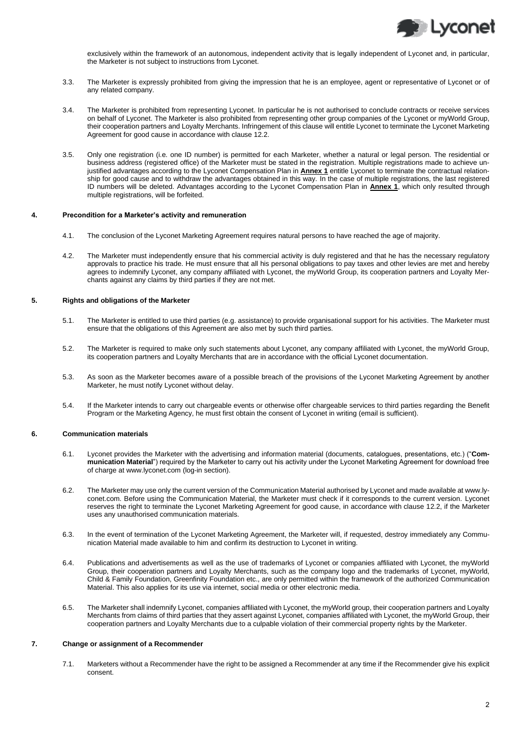exclusively within the framework of an autonomous, independent activity that is legally independent of Lyconet and, in particular, the Marketer is not subject to instructions from Lyconet.

3.3. The Marketer is expressly prohibited from giving the impression that he is an employee, agent or representative of Lyconet or of any related company.

3.4. The Marketer is prohibited from representing Lyconet. In particular he is not authorised to conclude contracts or receive services on behalf of Lyconet. The Marketer is also prohibited from representing other group companies of the Lyconet or myWorld Group, their cooperation partners and Loyalty Merchants. Infringement of this clause will entitle Lyconet to terminate the Lyconet Marketing Agreement for good cause in accordance with clause 12.2.

3.5. Only one registration (i.e. one ID number) is permitted for each Marketer, whether a natural or legal person. The residential or business address (registered office) of the Marketer must be stated in the registration. Multiple registrations made to achieve unjustified advantages according to the Lyconet Compensation Plan in **Annex 1** entitle Lyconet to terminate the contractual relationship for good cause and to withdraw the advantages obtained in this way. In the case of multiple registrations, the last registered ID numbers will be deleted. Advantages according to the Lyconet Compensation Plan in **Annex 1**, which only resulted through multiple registrations, will be forfeited.

## 4. Precondition for a Marketer's activity and remuneration

4.1. The conclusion of the Lyconet Marketing Agreement requires natural persons to have reached the age of majority.

4.2. The Marketer must independently ensure that his commercial activity is duly registered and that he has the necessary regulatory approvals to practice his trade. He must ensure that all his personal obligations to pay taxes and other levies are met and hereby agrees to indemnify Lyconet, any company affiliated with Lyconet, the myWorld Group, its cooperation partners and Loyalty Merchants against any claims by third parties if they are not met.

## 5. Rights and obligations of the Marketer

5.1. The Marketer is entitled to use third parties (e.g. assistance) to provide organisational support for his activities. The Marketer must ensure that the obligations of this Agreement are also met by such third parties.

5.2. The Marketer is required to make only such statements about Lyconet, any company affiliated with Lyconet, the myWorld Group, its cooperation partners and Loyalty Merchants that are in accordance with the official Lyconet documentation.

5.3. As soon as the Marketer becomes aware of a possible breach of the provisions of the Lyconet Marketing Agreement by another Marketer, he must notify Lyconet without delay.

5.4. If the Marketer intends to carry out chargeable events or otherwise offer chargeable services to third parties regarding the Benefit Program or the Marketing Agency, he must first obtain the consent of Lyconet in writing (email is sufficient).

## 6. Communication materials

6.1. Lyconet provides the Marketer with the advertising and information material (documents, catalogues, presentations, etc.) ("**Communication Material**") required by the Marketer to carry out his activity under the Lyconet Marketing Agreement for download free of charge at www.lyconet.com (log-in section).

6.2. The Marketer may use only the current version of the Communication Material authorised by Lyconet and made available at www.lyconet.com. Before using the Communication Material, the Marketer must check if it corresponds to the current version. Lyconet reserves the right to terminate the Lyconet Marketing Agreement for good cause, in accordance with clause 12.2, if the Marketer uses any unauthorised communication materials.

6.3. In the event of termination of the Lyconet Marketing Agreement, the Marketer will, if requested, destroy immediately any Communication Material made available to him and confirm its destruction to Lyconet in writing.

6.4. Publications and advertisements as well as the use of trademarks of Lyconet or companies affiliated with Lyconet, the myWorld Group, their cooperation partners and Loyalty Merchants, such as the company logo and the trademarks of Lyconet, myWorld, Child & Family Foundation, Greenfinity Foundation etc., are only permitted within the framework of the authorized Communication Material. This also applies for its use via internet, social media or other electronic media.

6.5. The Marketer shall indemnify Lyconet, companies affiliated with Lyconet, the myWorld group, their cooperation partners and Loyalty Merchants from claims of third parties that they assert against Lyconet, companies affiliated with Lyconet, the myWorld Group, their cooperation partners and Loyalty Merchants due to a culpable violation of their commercial property rights by the Marketer.

## 7. Change or assignment of a Recommender

7.1. Marketers without a Recommender have the right to be assigned a Recommender at any time if the Recommender give his explicit consent.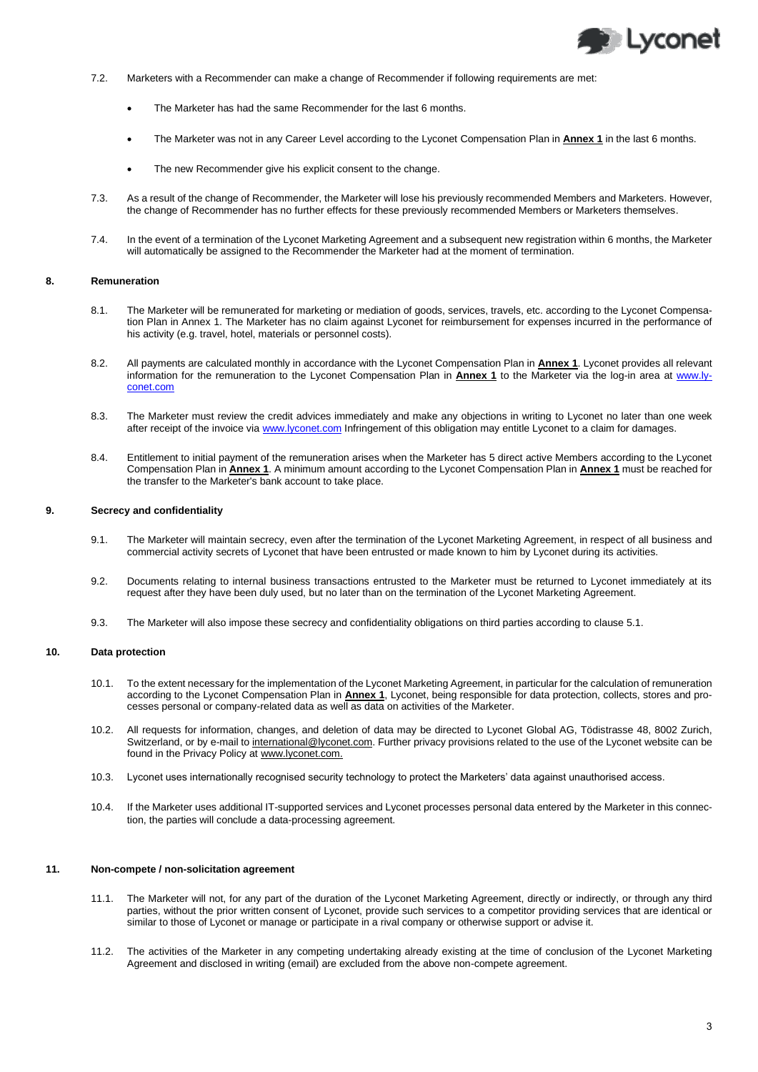7.2. Marketers with a Recommender can make a change of Recommender if following requirements are met:

- The Marketer has had the same Recommender for the last 6 months.
- The Marketer was not in any Career Level according to the Lyconet Compensation Plan in **Annex 1** in the last 6 months.
- The new Recommender give his explicit consent to the change.

7.3. As a result of the change of Recommender, the Marketer will lose his previously recommended Members and Marketers. However, the change of Recommender has no further effects for these previously recommended Members or Marketers themselves.

7.4. In the event of a termination of the Lyconet Marketing Agreement and a subsequent new registration within 6 months, the Marketer will automatically be assigned to the Recommender the Marketer had at the moment of termination.

## 8. Remuneration

8.1. The Marketer will be remunerated for marketing or mediation of goods, services, travels, etc. according to the Lyconet Compensation Plan in Annex 1. The Marketer has no claim against Lyconet for reimbursement for expenses incurred in the performance of his activity (e.g. travel, hotel, materials or personnel costs).

8.2. All payments are calculated monthly in accordance with the Lyconet Compensation Plan in **Annex 1**. Lyconet provides all relevant information for the remuneration to the Lyconet Compensation Plan in **Annex 1** to the Marketer via the log-in area at www.lyconet.com

8.3. The Marketer must review the credit advices immediately and make any objections in writing to Lyconet no later than one week after receipt of the invoice via www.lyconet.com Infringement of this obligation may entitle Lyconet to a claim for damages.

8.4. Entitlement to initial payment of the remuneration arises when the Marketer has 5 direct active Members according to the Lyconet Compensation Plan in **Annex 1**. A minimum amount according to the Lyconet Compensation Plan in **Annex 1** must be reached for the transfer to the Marketer's bank account to take place.

## 9. Secrecy and confidentiality

9.1. The Marketer will maintain secrecy, even after the termination of the Lyconet Marketing Agreement, in respect of all business and commercial activity secrets of Lyconet that have been entrusted or made known to him by Lyconet during its activities.

9.2. Documents relating to internal business transactions entrusted to the Marketer must be returned to Lyconet immediately at its request after they have been duly used, but no later than on the termination of the Lyconet Marketing Agreement.

9.3. The Marketer will also impose these secrecy and confidentiality obligations on third parties according to clause 5.1.

## 10. Data protection

10.1. To the extent necessary for the implementation of the Lyconet Marketing Agreement, in particular for the calculation of remuneration according to the Lyconet Compensation Plan in **Annex 1**, Lyconet, being responsible for data protection, collects, stores and processes personal or company-related data as well as data on activities of the Marketer.

10.2. All requests for information, changes, and deletion of data may be directed to Lyconet Global AG, Tödistrasse 48, 8002 Zurich, Switzerland, or by e-mail to international@lyconet.com. Further privacy provisions related to the use of the Lyconet website can be found in the Privacy Policy at www.lyconet.com.

10.3. Lyconet uses internationally recognised security technology to protect the Marketers' data against unauthorised access.

10.4. If the Marketer uses additional IT-supported services and Lyconet processes personal data entered by the Marketer in this connection, the parties will conclude a data-processing agreement.

## 11. Non-compete / non-solicitation agreement

11.1. The Marketer will not, for any part of the duration of the Lyconet Marketing Agreement, directly or indirectly, or through any third parties, without the prior written consent of Lyconet, provide such services to a competitor providing services that are identical or similar to those of Lyconet or manage or participate in a rival company or otherwise support or advise it.

11.2. The activities of the Marketer in any competing undertaking already existing at the time of conclusion of the Lyconet Marketing Agreement and disclosed in writing (email) are excluded from the above non-compete agreement.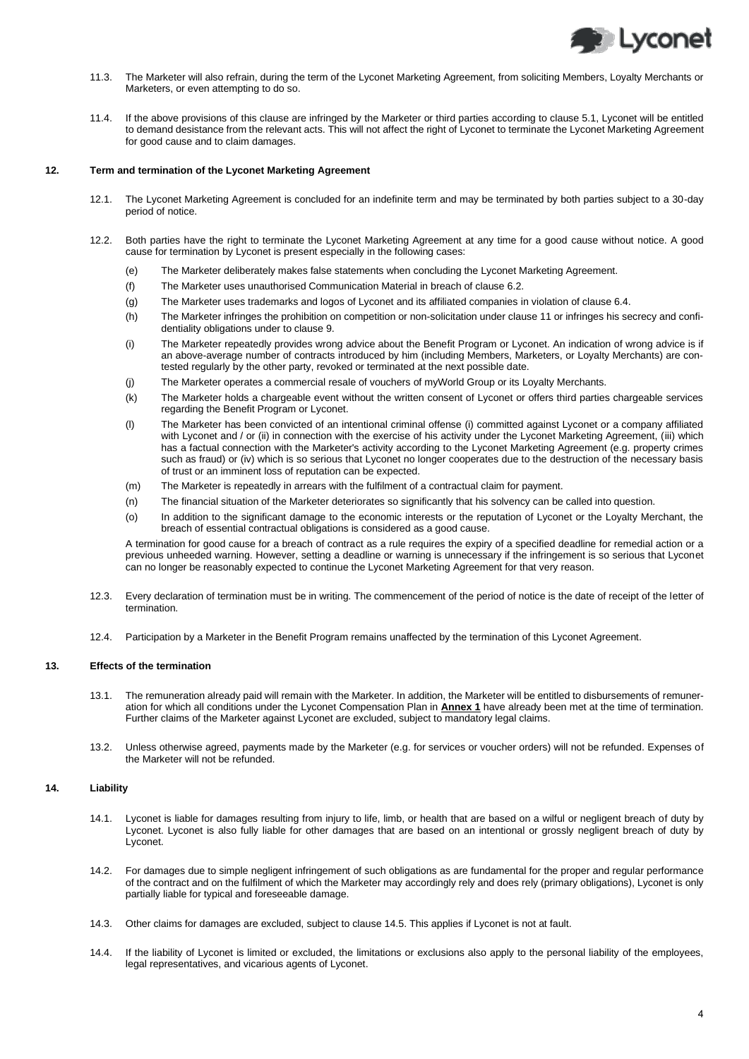11.3. The Marketer will also refrain, during the term of the Lyconet Marketing Agreement, from soliciting Members, Loyalty Merchants or Marketers, or even attempting to do so.

11.4. If the above provisions of this clause are infringed by the Marketer or third parties according to clause 5.1, Lyconet will be entitled to demand desistance from the relevant acts. This will not affect the right of Lyconet to terminate the Lyconet Marketing Agreement for good cause and to claim damages.

## 12. Term and termination of the Lyconet Marketing Agreement

12.1. The Lyconet Marketing Agreement is concluded for an indefinite term and may be terminated by both parties subject to a 30-day period of notice.

12.2. Both parties have the right to terminate the Lyconet Marketing Agreement at any time for a good cause without notice. A good cause for termination by Lyconet is present especially in the following cases:

(e) The Marketer deliberately makes false statements when concluding the Lyconet Marketing Agreement.

(f) The Marketer uses unauthorised Communication Material in breach of clause 6.2.

(g) The Marketer uses trademarks and logos of Lyconet and its affiliated companies in violation of clause 6.4.

(h) The Marketer infringes the prohibition on competition or non-solicitation under clause 11 or infringes his secrecy and confidentiality obligations under to clause 9.

(i) The Marketer repeatedly provides wrong advice about the Benefit Program or Lyconet. An indication of wrong advice is if an above-average number of contracts introduced by him (including Members, Marketers, or Loyalty Merchants) are contested regularly by the other party, revoked or terminated at the next possible date.

(j) The Marketer operates a commercial resale of vouchers of myWorld Group or its Loyalty Merchants.

(k) The Marketer holds a chargeable event without the written consent of Lyconet or offers third parties chargeable services regarding the Benefit Program or Lyconet.

(l) The Marketer has been convicted of an intentional criminal offense (i) committed against Lyconet or a company affiliated with Lyconet and / or (ii) in connection with the exercise of his activity under the Lyconet Marketing Agreement, (iii) which has a factual connection with the Marketer's activity according to the Lyconet Marketing Agreement (e.g. property crimes such as fraud) or (iv) which is so serious that Lyconet no longer cooperates due to the destruction of the necessary basis of trust or an imminent loss of reputation can be expected.

(m) The Marketer is repeatedly in arrears with the fulfilment of a contractual claim for payment.

(n) The financial situation of the Marketer deteriorates so significantly that his solvency can be called into question.

(o) In addition to the significant damage to the economic interests or the reputation of Lyconet or the Loyalty Merchant, the breach of essential contractual obligations is considered as a good cause.

A termination for good cause for a breach of contract as a rule requires the expiry of a specified deadline for remedial action or a previous unheeded warning. However, setting a deadline or warning is unnecessary if the infringement is so serious that Lyconet can no longer be reasonably expected to continue the Lyconet Marketing Agreement for that very reason.

12.3. Every declaration of termination must be in writing. The commencement of the period of notice is the date of receipt of the letter of termination.

12.4. Participation by a Marketer in the Benefit Program remains unaffected by the termination of this Lyconet Agreement.

## 13. Effects of the termination

13.1. The remuneration already paid will remain with the Marketer. In addition, the Marketer will be entitled to disbursements of remuneration for which all conditions under the Lyconet Compensation Plan in **Annex 1** have already been met at the time of termination. Further claims of the Marketer against Lyconet are excluded, subject to mandatory legal claims.

13.2. Unless otherwise agreed, payments made by the Marketer (e.g. for services or voucher orders) will not be refunded. Expenses of the Marketer will not be refunded.

## 14. Liability

14.1. Lyconet is liable for damages resulting from injury to life, limb, or health that are based on a wilful or negligent breach of duty by Lyconet. Lyconet is also fully liable for other damages that are based on an intentional or grossly negligent breach of duty by Lyconet.

14.2. For damages due to simple negligent infringement of such obligations as are fundamental for the proper and regular performance of the contract and on the fulfilment of which the Marketer may accordingly rely and does rely (primary obligations), Lyconet is only partially liable for typical and foreseeable damage.

14.3. Other claims for damages are excluded, subject to clause 14.5. This applies if Lyconet is not at fault.

14.4. If the liability of Lyconet is limited or excluded, the limitations or exclusions also apply to the personal liability of the employees, legal representatives, and vicarious agents of Lyconet.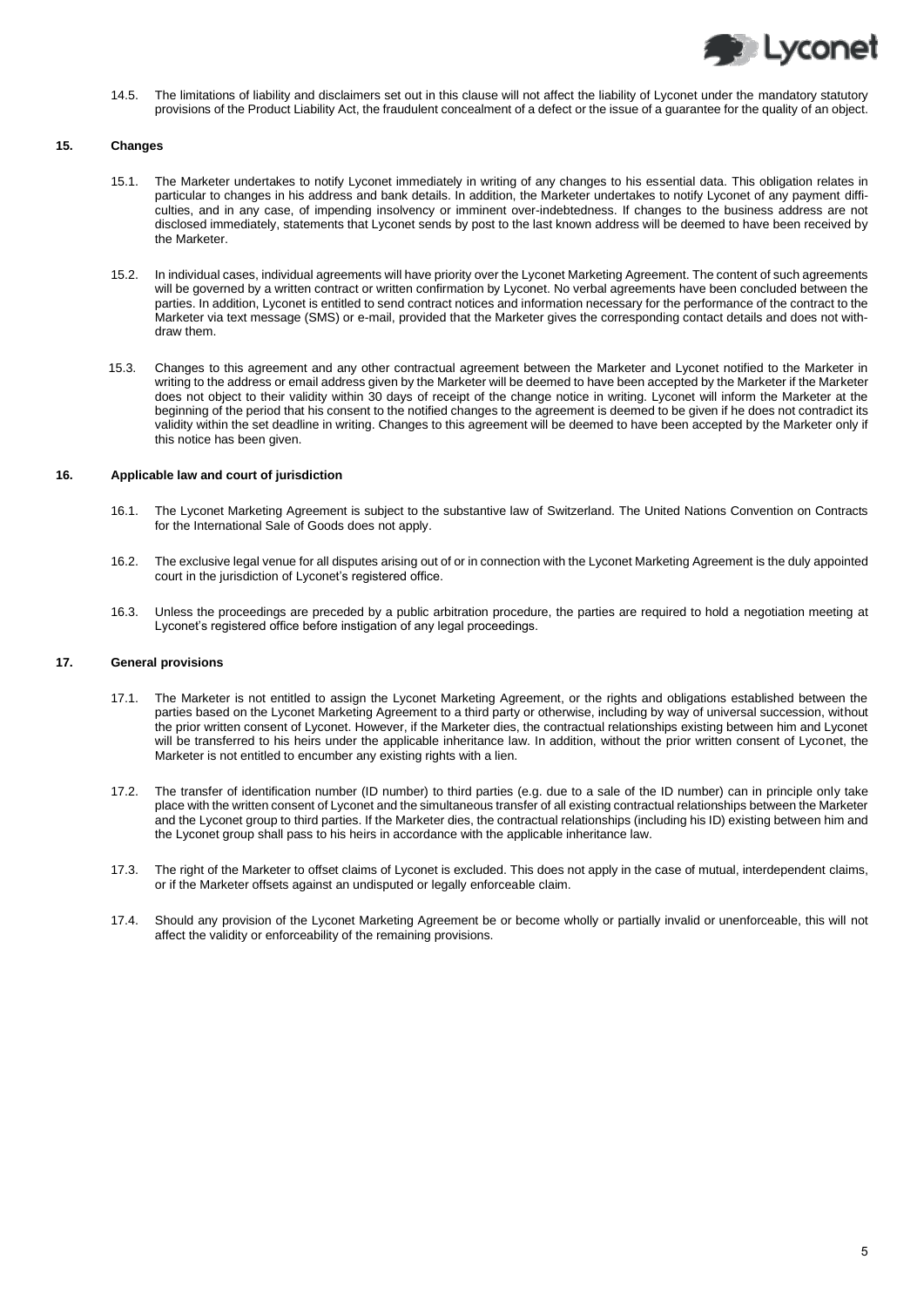14.5. The limitations of liability and disclaimers set out in this clause will not affect the liability of Lyconet under the mandatory statutory provisions of the Product Liability Act, the fraudulent concealment of a defect or the issue of a guarantee for the quality of an object.

## 15. Changes

15.1. The Marketer undertakes to notify Lyconet immediately in writing of any changes to his essential data. This obligation relates in particular to changes in his address and bank details. In addition, the Marketer undertakes to notify Lyconet of any payment difficulties, and in any case, of impending insolvency or imminent over-indebtedness. If changes to the business address are not disclosed immediately, statements that Lyconet sends by post to the last known address will be deemed to have been received by the Marketer.

15.2. In individual cases, individual agreements will have priority over the Lyconet Marketing Agreement. The content of such agreements will be governed by a written contract or written confirmation by Lyconet. No verbal agreements have been concluded between the parties. In addition, Lyconet is entitled to send contract notices and information necessary for the performance of the contract to the Marketer via text message (SMS) or e-mail, provided that the Marketer gives the corresponding contact details and does not withdraw them.

15.3. Changes to this agreement and any other contractual agreement between the Marketer and Lyconet notified to the Marketer in writing to the address or email address given by the Marketer will be deemed to have been accepted by the Marketer if the Marketer does not object to their validity within 30 days of receipt of the change notice in writing. Lyconet will inform the Marketer at the beginning of the period that his consent to the notified changes to the agreement is deemed to be given if he does not contradict its validity within the set deadline in writing. Changes to this agreement will be deemed to have been accepted by the Marketer only if this notice has been given.

## 16. Applicable law and court of jurisdiction

16.1. The Lyconet Marketing Agreement is subject to the substantive law of Switzerland. The United Nations Convention on Contracts for the International Sale of Goods does not apply.

16.2. The exclusive legal venue for all disputes arising out of or in connection with the Lyconet Marketing Agreement is the duly appointed court in the jurisdiction of Lyconet's registered office.

16.3. Unless the proceedings are preceded by a public arbitration procedure, the parties are required to hold a negotiation meeting at Lyconet's registered office before instigation of any legal proceedings.

## 17. General provisions

17.1. The Marketer is not entitled to assign the Lyconet Marketing Agreement, or the rights and obligations established between the parties based on the Lyconet Marketing Agreement to a third party or otherwise, including by way of universal succession, without the prior written consent of Lyconet. However, if the Marketer dies, the contractual relationships existing between him and Lyconet will be transferred to his heirs under the applicable inheritance law. In addition, without the prior written consent of Lyconet, the Marketer is not entitled to encumber any existing rights with a lien.

17.2. The transfer of identification number (ID number) to third parties (e.g. due to a sale of the ID number) can in principle only take place with the written consent of Lyconet and the simultaneous transfer of all existing contractual relationships between the Marketer and the Lyconet group to third parties. If the Marketer dies, the contractual relationships (including his ID) existing between him and the Lyconet group shall pass to his heirs in accordance with the applicable inheritance law.

17.3. The right of the Marketer to offset claims of Lyconet is excluded. This does not apply in the case of mutual, interdependent claims, or if the Marketer offsets against an undisputed or legally enforceable claim.

17.4. Should any provision of the Lyconet Marketing Agreement be or become wholly or partially invalid or unenforceable, this will not affect the validity or enforceability of the remaining provisions.